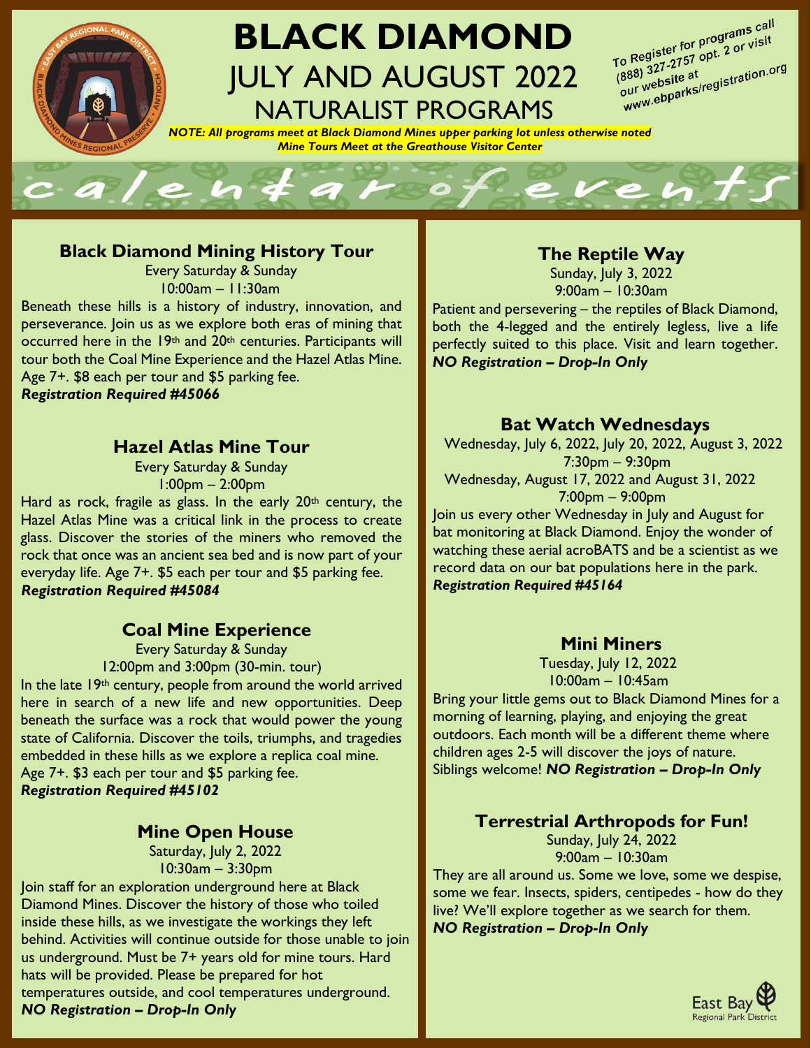# BLACK DIAMOND

## JULY AND AUGUST 2022

## NATURALIST PROGRAMS

To Register for programs call (888) 327-2757 opt. 2 or visit our website at www.ebparks/registration.org

***NOTE: All programs meet at Black Diamond Mines upper parking lot unless otherwise noted***
***Mine Tours Meet at the Greathouse Visitor Center***

calendar of events

### Black Diamond Mining History Tour

Every Saturday & Sunday
10:00am – 11:30am

Beneath these hills is a history of industry, innovation, and perseverance. Join us as we explore both eras of mining that occurred here in the 19th and 20th centuries. Participants will tour both the Coal Mine Experience and the Hazel Atlas Mine. Age 7+. $8 each per tour and $5 parking fee.
***Registration Required #45066***

### Hazel Atlas Mine Tour

Every Saturday & Sunday
1:00pm – 2:00pm

Hard as rock, fragile as glass. In the early 20th century, the Hazel Atlas Mine was a critical link in the process to create glass. Discover the stories of the miners who removed the rock that once was an ancient sea bed and is now part of your everyday life. Age 7+. $5 each per tour and $5 parking fee.
***Registration Required #45084***

### Coal Mine Experience

Every Saturday & Sunday
12:00pm and 3:00pm (30-min. tour)

In the late 19th century, people from around the world arrived here in search of a new life and new opportunities. Deep beneath the surface was a rock that would power the young state of California. Discover the toils, triumphs, and tragedies embedded in these hills as we explore a replica coal mine. Age 7+. $3 each per tour and $5 parking fee.
***Registration Required #45102***

### Mine Open House

Saturday, July 2, 2022
10:30am – 3:30pm

Join staff for an exploration underground here at Black Diamond Mines. Discover the history of those who toiled inside these hills, as we investigate the workings they left behind. Activities will continue outside for those unable to join us underground. Must be 7+ years old for mine tours. Hard hats will be provided. Please be prepared for hot temperatures outside, and cool temperatures underground.
***NO Registration – Drop-In Only***

### The Reptile Way

Sunday, July 3, 2022
9:00am – 10:30am

Patient and persevering – the reptiles of Black Diamond, both the 4-legged and the entirely legless, live a life perfectly suited to this place. Visit and learn together.
***NO Registration – Drop-In Only***

### Bat Watch Wednesdays

Wednesday, July 6, 2022, July 20, 2022, August 3, 2022
7:30pm – 9:30pm
Wednesday, August 17, 2022 and August 31, 2022
7:00pm – 9:00pm

Join us every other Wednesday in July and August for bat monitoring at Black Diamond. Enjoy the wonder of watching these aerial acroBATS and be a scientist as we record data on our bat populations here in the park.
***Registration Required #45164***

### Mini Miners

Tuesday, July 12, 2022
10:00am – 10:45am

Bring your little gems out to Black Diamond Mines for a morning of learning, playing, and enjoying the great outdoors. Each month will be a different theme where children ages 2-5 will discover the joys of nature. Siblings welcome! ***NO Registration – Drop-In Only***

### Terrestrial Arthropods for Fun!

Sunday, July 24, 2022
9:00am – 10:30am

They are all around us. Some we love, some we despise, some we fear. Insects, spiders, centipedes - how do they live? We'll explore together as we search for them.
***NO Registration – Drop-In Only***

East Bay Regional Park District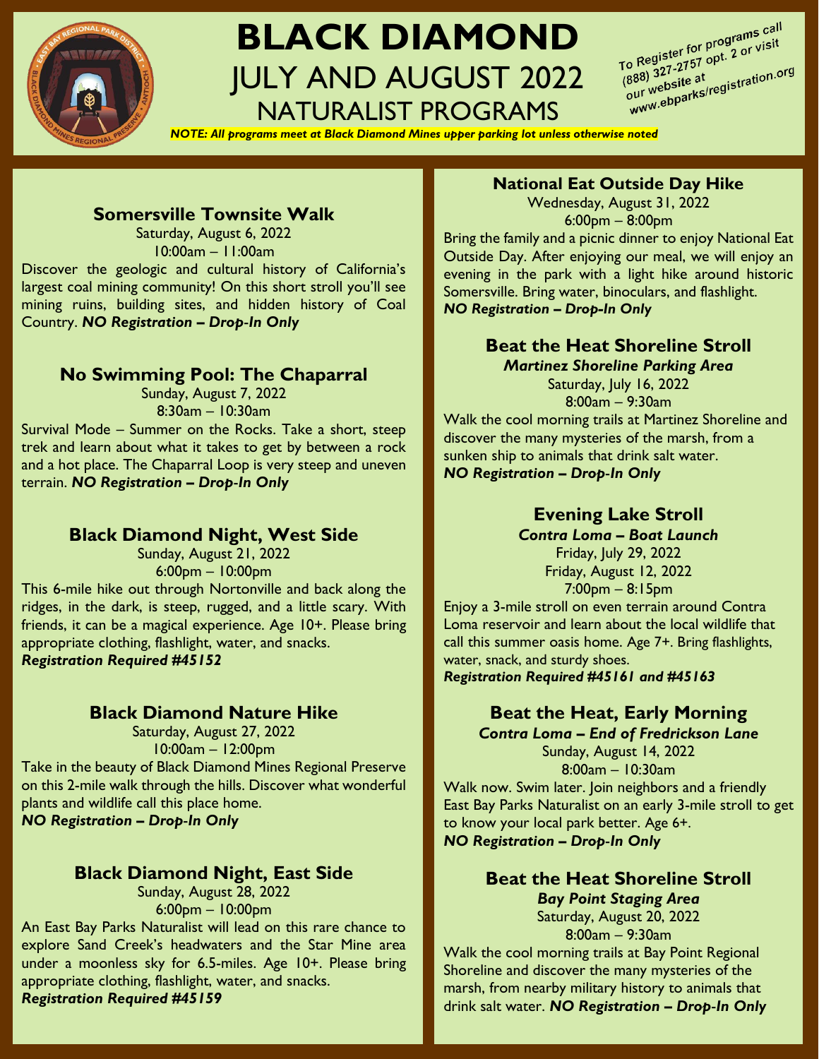# BLACK DIAMOND
## JULY AND AUGUST 2022
## NATURALIST PROGRAMS

To Register for programs call (888) 327-2757 opt. 2 or visit our website at www.ebparks/registration.org

***NOTE: All programs meet at Black Diamond Mines upper parking lot unless otherwise noted***

### Somersville Townsite Walk

Saturday, August 6, 2022
10:00am – 11:00am

Discover the geologic and cultural history of California's largest coal mining community! On this short stroll you'll see mining ruins, building sites, and hidden history of Coal Country. ***NO Registration – Drop-In Only***

### No Swimming Pool: The Chaparral

Sunday, August 7, 2022
8:30am – 10:30am

Survival Mode – Summer on the Rocks. Take a short, steep trek and learn about what it takes to get by between a rock and a hot place. The Chaparral Loop is very steep and uneven terrain. ***NO Registration – Drop-In Only***

### Black Diamond Night, West Side

Sunday, August 21, 2022
6:00pm – 10:00pm

This 6-mile hike out through Nortonville and back along the ridges, in the dark, is steep, rugged, and a little scary. With friends, it can be a magical experience. Age 10+. Please bring appropriate clothing, flashlight, water, and snacks.
***Registration Required #45152***

### Black Diamond Nature Hike

Saturday, August 27, 2022
10:00am – 12:00pm

Take in the beauty of Black Diamond Mines Regional Preserve on this 2-mile walk through the hills. Discover what wonderful plants and wildlife call this place home.
***NO Registration – Drop-In Only***

### Black Diamond Night, East Side

Sunday, August 28, 2022
6:00pm – 10:00pm

An East Bay Parks Naturalist will lead on this rare chance to explore Sand Creek's headwaters and the Star Mine area under a moonless sky for 6.5-miles. Age 10+. Please bring appropriate clothing, flashlight, water, and snacks.
***Registration Required #45159***

### National Eat Outside Day Hike

Wednesday, August 31, 2022
6:00pm – 8:00pm

Bring the family and a picnic dinner to enjoy National Eat Outside Day. After enjoying our meal, we will enjoy an evening in the park with a light hike around historic Somersville. Bring water, binoculars, and flashlight.
***NO Registration – Drop-In Only***

### Beat the Heat Shoreline Stroll

***Martinez Shoreline Parking Area***
Saturday, July 16, 2022
8:00am – 9:30am

Walk the cool morning trails at Martinez Shoreline and discover the many mysteries of the marsh, from a sunken ship to animals that drink salt water.
***NO Registration – Drop-In Only***

### Evening Lake Stroll

***Contra Loma – Boat Launch***
Friday, July 29, 2022
Friday, August 12, 2022
7:00pm – 8:15pm

Enjoy a 3-mile stroll on even terrain around Contra Loma reservoir and learn about the local wildlife that call this summer oasis home. Age 7+. Bring flashlights, water, snack, and sturdy shoes.
***Registration Required #45161 and #45163***

### Beat the Heat, Early Morning

***Contra Loma – End of Fredrickson Lane***
Sunday, August 14, 2022
8:00am – 10:30am

Walk now. Swim later. Join neighbors and a friendly East Bay Parks Naturalist on an early 3-mile stroll to get to know your local park better. Age 6+.
***NO Registration – Drop-In Only***

### Beat the Heat Shoreline Stroll

***Bay Point Staging Area***
Saturday, August 20, 2022
8:00am – 9:30am

Walk the cool morning trails at Bay Point Regional Shoreline and discover the many mysteries of the marsh, from nearby military history to animals that drink salt water. ***NO Registration – Drop-In Only***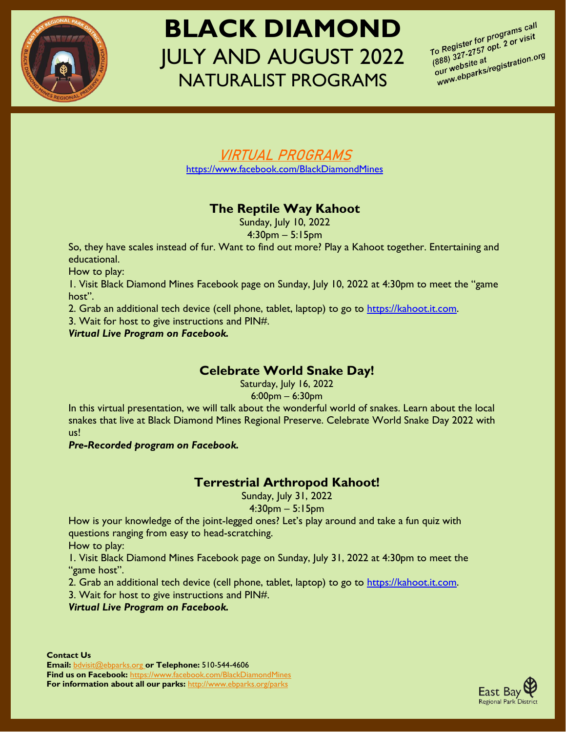# BLACK DIAMOND
# JULY AND AUGUST 2022
## NATURALIST PROGRAMS

To Register for programs call (888) 327-2757 opt. 2 or visit our website at www.ebparks/registration.org

## *VIRTUAL PROGRAMS*

https://www.facebook.com/BlackDiamondMines

### The Reptile Way Kahoot

Sunday, July 10, 2022
4:30pm – 5:15pm

So, they have scales instead of fur. Want to find out more? Play a Kahoot together. Entertaining and educational.

How to play:

1. Visit Black Diamond Mines Facebook page on Sunday, July 10, 2022 at 4:30pm to meet the "game host".
2. Grab an additional tech device (cell phone, tablet, laptop) to go to https://kahoot.it.com.
3. Wait for host to give instructions and PIN#.

***Virtual Live Program on Facebook.***

### Celebrate World Snake Day!

Saturday, July 16, 2022
6:00pm – 6:30pm

In this virtual presentation, we will talk about the wonderful world of snakes. Learn about the local snakes that live at Black Diamond Mines Regional Preserve. Celebrate World Snake Day 2022 with us!

***Pre-Recorded program on Facebook.***

### Terrestrial Arthropod Kahoot!

Sunday, July 31, 2022
4:30pm – 5:15pm

How is your knowledge of the joint-legged ones? Let's play around and take a fun quiz with questions ranging from easy to head-scratching.

How to play:

1. Visit Black Diamond Mines Facebook page on Sunday, July 31, 2022 at 4:30pm to meet the "game host".
2. Grab an additional tech device (cell phone, tablet, laptop) to go to https://kahoot.it.com.
3. Wait for host to give instructions and PIN#.

***Virtual Live Program on Facebook.***

**Contact Us**
**Email:** bdvisit@ebparks.org **or Telephone:** 510-544-4606
**Find us on Facebook:** https://www.facebook.com/BlackDiamondMines
**For information about all our parks:** http://www.ebparks.org/parks

East Bay Regional Park District